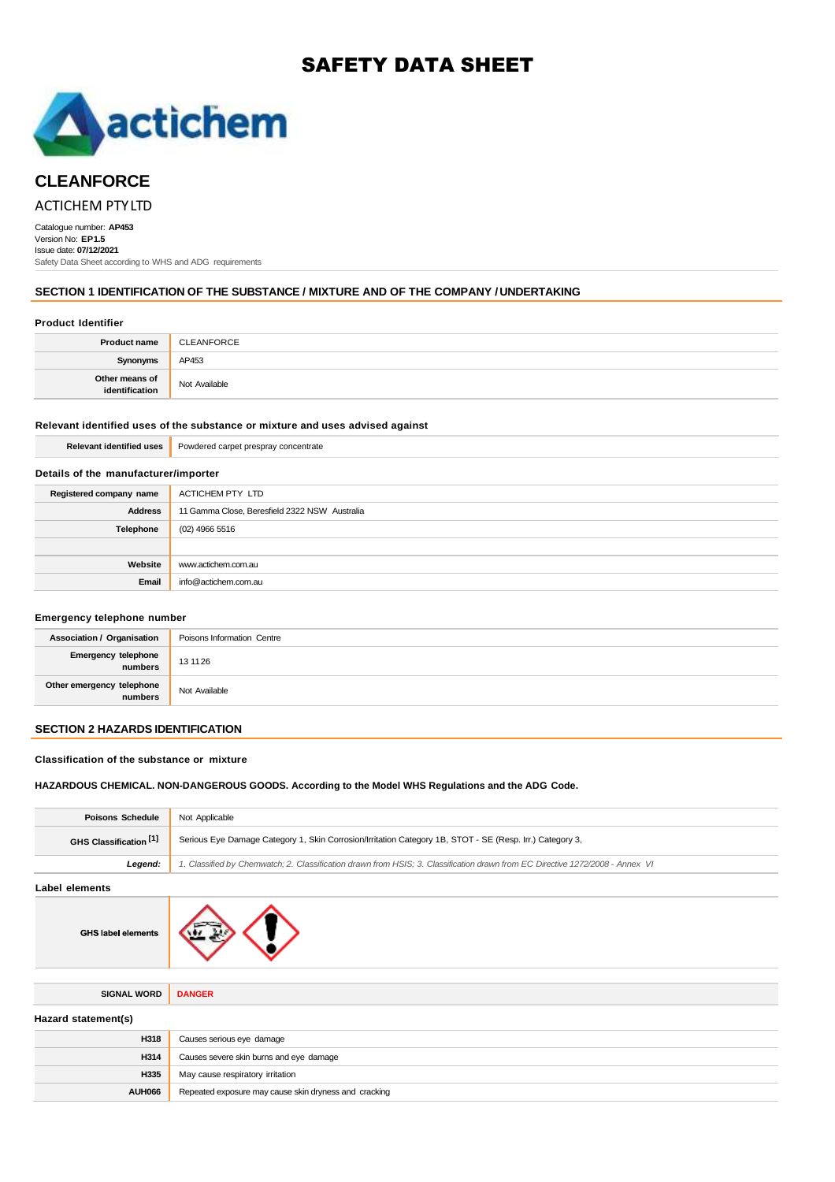# SAFETY DATA SHEET

## CLEANFORCE

ACTICHEM PTY LTD

Catalogue number: **AP453**
Version No: **EP1.5**
Issue date: **07/12/2021**
Safety Data Sheet according to WHS and ADG requirements

## SECTION 1 IDENTIFICATION OF THE SUBSTANCE / MIXTURE AND OF THE COMPANY / UNDERTAKING

### Product Identifier

| | |
|---|---|
| **Product name** | CLEANFORCE |
| **Synonyms** | AP453 |
| **Other means of identification** | Not Available |

### Relevant identified uses of the substance or mixture and uses advised against

| | |
|---|---|
| **Relevant identified uses** | Powdered carpet prespray concentrate |

### Details of the manufacturer/importer

| | |
|---|---|
| **Registered company name** | ACTICHEM PTY LTD |
| **Address** | 11 Gamma Close, Beresfield 2322 NSW Australia |
| **Telephone** | (02) 4966 5516 |
| | |
| **Website** | www.actichem.com.au |
| **Email** | info@actichem.com.au |

### Emergency telephone number

| | |
|---|---|
| **Association / Organisation** | Poisons Information Centre |
| **Emergency telephone numbers** | 13 11 26 |
| **Other emergency telephone numbers** | Not Available |

## SECTION 2 HAZARDS IDENTIFICATION

### Classification of the substance or mixture

**HAZARDOUS CHEMICAL. NON-DANGEROUS GOODS. According to the Model WHS Regulations and the ADG Code.**

| | |
|---|---|
| **Poisons Schedule** | Not Applicable |
| **GHS Classification [1]** | Serious Eye Damage Category 1, Skin Corrosion/Irritation Category 1B, STOT - SE (Resp. Irr.) Category 3, |
| ***Legend:*** | *1. Classified by Chemwatch; 2. Classification drawn from HSIS; 3. Classification drawn from EC Directive 1272/2008 - Annex VI* |

### Label elements

| | |
|---|---|
| **GHS label elements** | |
| **SIGNAL WORD** | **DANGER** |

### Hazard statement(s)

| | |
|---|---|
| **H318** | Causes serious eye damage |
| **H314** | Causes severe skin burns and eye damage |
| **H335** | May cause respiratory irritation |
| **AUH066** | Repeated exposure may cause skin dryness and cracking |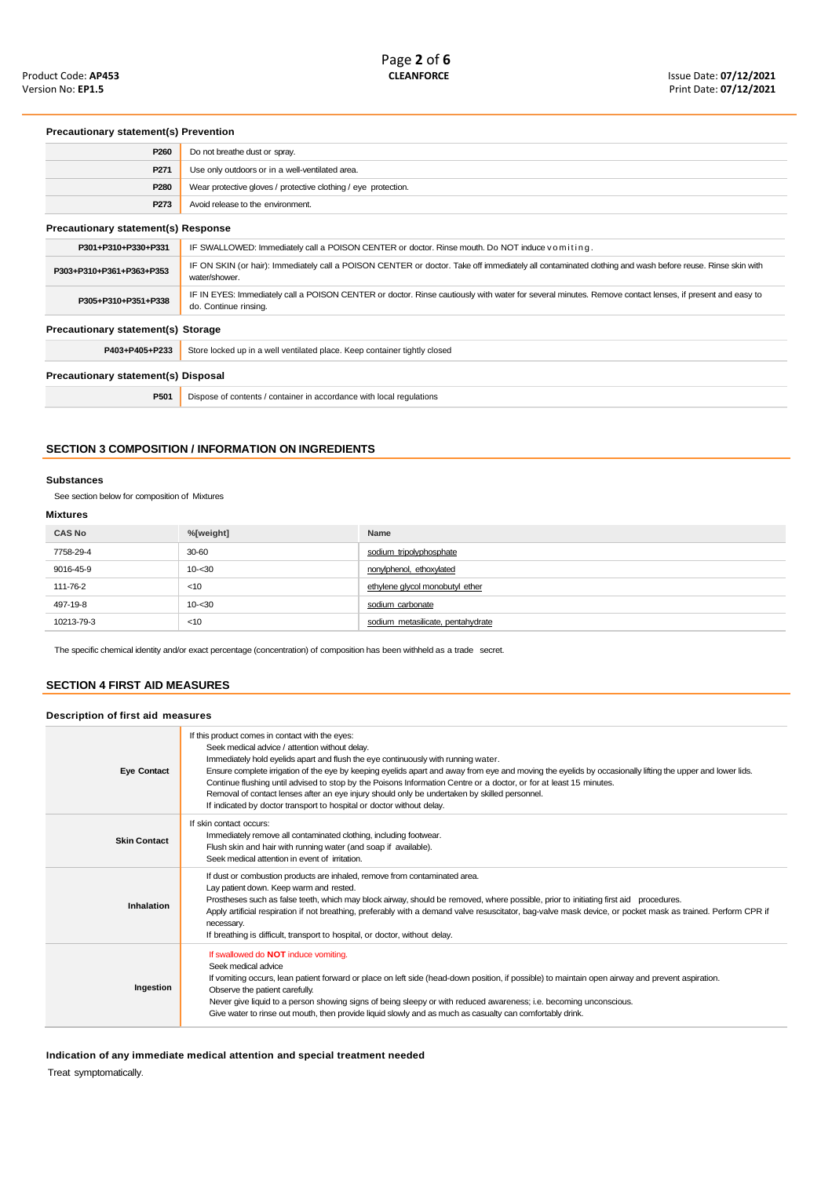### Precautionary statement(s) Prevention

| | |
|---|---|
| **P260** | Do not breathe dust or spray. |
| **P271** | Use only outdoors or in a well-ventilated area. |
| **P280** | Wear protective gloves / protective clothing / eye protection. |
| **P273** | Avoid release to the environment. |

### Precautionary statement(s) Response

| | |
|---|---|
| **P301+P310+P330+P331** | IF SWALLOWED: Immediately call a POISON CENTER or doctor. Rinse mouth. Do NOT induce vomiting. |
| **P303+P310+P361+P363+P353** | IF ON SKIN (or hair): Immediately call a POISON CENTER or doctor. Take off immediately all contaminated clothing and wash before reuse. Rinse skin with water/shower. |
| **P305+P310+P351+P338** | IF IN EYES: Immediately call a POISON CENTER or doctor. Rinse cautiously with water for several minutes. Remove contact lenses, if present and easy to do. Continue rinsing. |

### Precautionary statement(s) Storage

| | |
|---|---|
| **P403+P405+P233** | Store locked up in a well ventilated place. Keep container tightly closed |

### Precautionary statement(s) Disposal

| | |
|---|---|
| **P501** | Dispose of contents / container in accordance with local regulations |

## SECTION 3 COMPOSITION / INFORMATION ON INGREDIENTS

### Substances

See section below for composition of Mixtures

### Mixtures

| CAS No | %[weight] | Name |
|---|---|---|
| 7758-29-4 | 30-60 | sodium tripolyphosphate |
| 9016-45-9 | 10-<30 | nonylphenol, ethoxylated |
| 111-76-2 | <10 | ethylene glycol monobutyl ether |
| 497-19-8 | 10-<30 | sodium carbonate |
| 10213-79-3 | <10 | sodium metasilicate, pentahydrate |

The specific chemical identity and/or exact percentage (concentration) of composition has been withheld as a trade secret.

## SECTION 4 FIRST AID MEASURES

### Description of first aid measures

| | |
|---|---|
| **Eye Contact** | If this product comes in contact with the eyes:<br>Seek medical advice / attention without delay.<br>Immediately hold eyelids apart and flush the eye continuously with running water.<br>Ensure complete irrigation of the eye by keeping eyelids apart and away from eye and moving the eyelids by occasionally lifting the upper and lower lids.<br>Continue flushing until advised to stop by the Poisons Information Centre or a doctor, or for at least 15 minutes.<br>Removal of contact lenses after an eye injury should only be undertaken by skilled personnel.<br>If indicated by doctor transport to hospital or doctor without delay. |
| **Skin Contact** | If skin contact occurs:<br>Immediately remove all contaminated clothing, including footwear.<br>Flush skin and hair with running water (and soap if available).<br>Seek medical attention in event of irritation. |
| **Inhalation** | If dust or combustion products are inhaled, remove from contaminated area.<br>Lay patient down. Keep warm and rested.<br>Prostheses such as false teeth, which may block airway, should be removed, where possible, prior to initiating first aid procedures.<br>Apply artificial respiration if not breathing, preferably with a demand valve resuscitator, bag-valve mask device, or pocket mask as trained. Perform CPR if necessary.<br>If breathing is difficult, transport to hospital, or doctor, without delay. |
| **Ingestion** | If swallowed do **NOT** induce vomiting.<br>Seek medical advice<br>If vomiting occurs, lean patient forward or place on left side (head-down position, if possible) to maintain open airway and prevent aspiration.<br>Observe the patient carefully.<br>Never give liquid to a person showing signs of being sleepy or with reduced awareness; i.e. becoming unconscious.<br>Give water to rinse out mouth, then provide liquid slowly and as much as casualty can comfortably drink. |

### Indication of any immediate medical attention and special treatment needed

Treat symptomatically.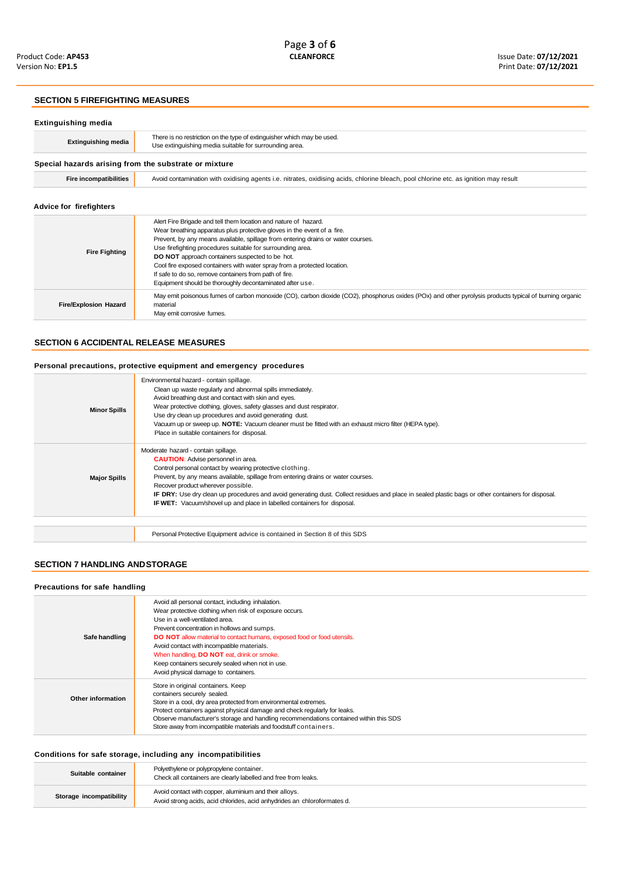## SECTION 5 FIREFIGHTING MEASURES

### Extinguishing media

| | |
|---|---|
| **Extinguishing media** | There is no restriction on the type of extinguisher which may be used.<br>Use extinguishing media suitable for surrounding area. |

### Special hazards arising from the substrate or mixture

| | |
|---|---|
| **Fire incompatibilities** | Avoid contamination with oxidising agents i.e. nitrates, oxidising acids, chlorine bleach, pool chlorine etc. as ignition may result |

### Advice for firefighters

| | |
|---|---|
| **Fire Fighting** | Alert Fire Brigade and tell them location and nature of hazard.<br>Wear breathing apparatus plus protective gloves in the event of a fire.<br>Prevent, by any means available, spillage from entering drains or water courses.<br>Use firefighting procedures suitable for surrounding area.<br>**DO NOT** approach containers suspected to be hot.<br>Cool fire exposed containers with water spray from a protected location.<br>If safe to do so, remove containers from path of fire.<br>Equipment should be thoroughly decontaminated after use. |
| **Fire/Explosion Hazard** | May emit poisonous fumes of carbon monoxide (CO), carbon dioxide ($CO_2$), phosphorus oxides (POx) and other pyrolysis products typical of burning organic material<br>May emit corrosive fumes. |

## SECTION 6 ACCIDENTAL RELEASE MEASURES

### Personal precautions, protective equipment and emergency procedures

| | |
|---|---|
| **Minor Spills** | Environmental hazard - contain spillage.<br>Clean up waste regularly and abnormal spills immediately.<br>Avoid breathing dust and contact with skin and eyes.<br>Wear protective clothing, gloves, safety glasses and dust respirator.<br>Use dry clean up procedures and avoid generating dust.<br>Vacuum up or sweep up. **NOTE:** Vacuum cleaner must be fitted with an exhaust micro filter (HEPA type).<br>Place in suitable containers for disposal. |
| **Major Spills** | Moderate hazard - contain spillage.<br>**CAUTION**: Advise personnel in area.<br>Control personal contact by wearing protective clothing.<br>Prevent, by any means available, spillage from entering drains or water courses.<br>Recover product wherever possible.<br>**IF DRY:** Use dry clean up procedures and avoid generating dust. Collect residues and place in sealed plastic bags or other containers for disposal.<br>**IF WET:** Vacuum/shovel up and place in labelled containers for disposal. |
| | Personal Protective Equipment advice is contained in Section 8 of this SDS |

## SECTION 7 HANDLING AND STORAGE

### Precautions for safe handling

| | |
|---|---|
| **Safe handling** | Avoid all personal contact, including inhalation.<br>Wear protective clothing when risk of exposure occurs.<br>Use in a well-ventilated area.<br>Prevent concentration in hollows and sumps.<br>**DO NOT** allow material to contact humans, exposed food or food utensils.<br>Avoid contact with incompatible materials.<br>When handling, **DO NOT** eat, drink or smoke.<br>Keep containers securely sealed when not in use.<br>Avoid physical damage to containers. |
| **Other information** | Store in original containers. Keep<br>containers securely sealed.<br>Store in a cool, dry area protected from environmental extremes.<br>Protect containers against physical damage and check regularly for leaks.<br>Observe manufacturer's storage and handling recommendations contained within this SDS<br>Store away from incompatible materials and foodstuff containers. |

### Conditions for safe storage, including any incompatibilities

| | |
|---|---|
| **Suitable container** | Polyethylene or polypropylene container.<br>Check all containers are clearly labelled and free from leaks. |
| **Storage incompatibility** | Avoid contact with copper, aluminium and their alloys.<br>Avoid strong acids, acid chlorides, acid anhydrides an chloroformates d. |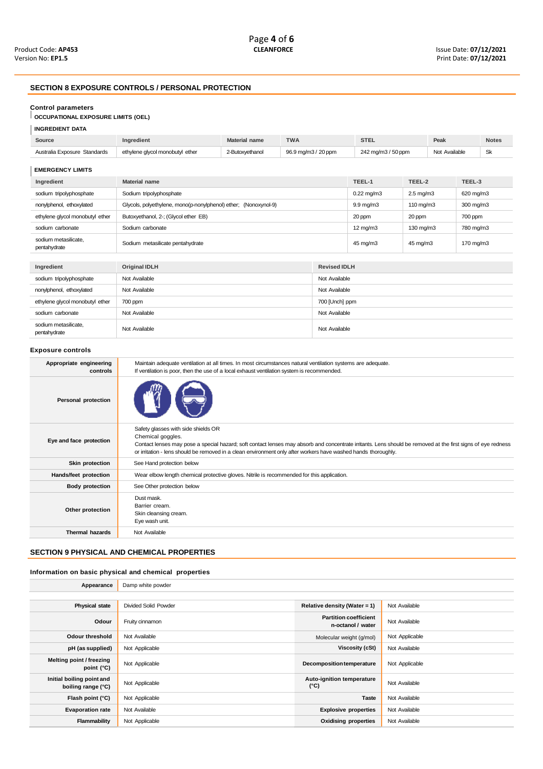## SECTION 8 EXPOSURE CONTROLS / PERSONAL PROTECTION

### Control parameters

**OCCUPATIONAL EXPOSURE LIMITS (OEL)**

**INGREDIENT DATA**

| Source | Ingredient | Material name | TWA | STEL | Peak | Notes |
|---|---|---|---|---|---|---|
| Australia Exposure Standards | ethylene glycol monobutyl ether | 2-Butoxyethanol | 96.9 mg/m3 / 20 ppm | 242 mg/m3 / 50 ppm | Not Available | Sk |

**EMERGENCY LIMITS**

| Ingredient | Material name | TEEL-1 | TEEL-2 | TEEL-3 |
|---|---|---|---|---|
| sodium tripolyphosphate | Sodium tripolyphosphate | 0.22 mg/m3 | 2.5 mg/m3 | 620 mg/m3 |
| nonylphenol, ethoxylated | Glycols, polyethylene, mono(p-nonylphenol) ether; (Nonoxynol-9) | 9.9 mg/m3 | 110 mg/m3 | 300 mg/m3 |
| ethylene glycol monobutyl ether | Butoxyethanol, 2-; (Glycol ether EB) | 20 ppm | 20 ppm | 700 ppm |
| sodium carbonate | Sodium carbonate | 12 mg/m3 | 130 mg/m3 | 780 mg/m3 |
| sodium metasilicate, pentahydrate | Sodium metasilicate pentahydrate | 45 mg/m3 | 45 mg/m3 | 170 mg/m3 |

| Ingredient | Original IDLH | Revised IDLH |
|---|---|---|
| sodium tripolyphosphate | Not Available | Not Available |
| nonylphenol, ethoxylated | Not Available | Not Available |
| ethylene glycol monobutyl ether | 700 ppm | 700 [Unch] ppm |
| sodium carbonate | Not Available | Not Available |
| sodium metasilicate, pentahydrate | Not Available | Not Available |

### Exposure controls

| | |
|---|---|
| **Appropriate engineering controls** | Maintain adequate ventilation at all times. In most circumstances natural ventilation systems are adequate. If ventilation is poor, then the use of a local exhaust ventilation system is recommended. |
| **Personal protection** | |
| **Eye and face protection** | Safety glasses with side shields OR Chemical goggles. Contact lenses may pose a special hazard; soft contact lenses may absorb and concentrate irritants. Lens should be removed at the first signs of eye redness or irritation - lens should be removed in a clean environment only after workers have washed hands thoroughly. |
| **Skin protection** | See Hand protection below |
| **Hands/feet protection** | Wear elbow length chemical protective gloves. Nitrile is recommended for this application. |
| **Body protection** | See Other protection below |
| **Other protection** | Dust mask. Barrier cream. Skin cleansing cream. Eye wash unit. |
| **Thermal hazards** | Not Available |

## SECTION 9 PHYSICAL AND CHEMICAL PROPERTIES

### Information on basic physical and chemical properties

| | | | |
|---|---|---|---|
| **Appearance** | Damp white powder | | |
| **Physical state** | Divided Solid Powder | **Relative density (Water = 1)** | Not Available |
| **Odour** | Fruity cinnamon | **Partition coefficient n-octanol / water** | Not Available |
| **Odour threshold** | Not Available | Molecular weight (g/mol) | Not Applicable |
| **pH (as supplied)** | Not Applicable | **Viscosity (cSt)** | Not Available |
| **Melting point / freezing point (°C)** | Not Applicable | **Decomposition temperature** | Not Applicable |
| **Initial boiling point and boiling range (°C)** | Not Applicable | **Auto-ignition temperature (°C)** | Not Available |
| **Flash point (°C)** | Not Applicable | **Taste** | Not Available |
| **Evaporation rate** | Not Available | **Explosive properties** | Not Available |
| **Flammability** | Not Applicable | **Oxidising properties** | Not Available |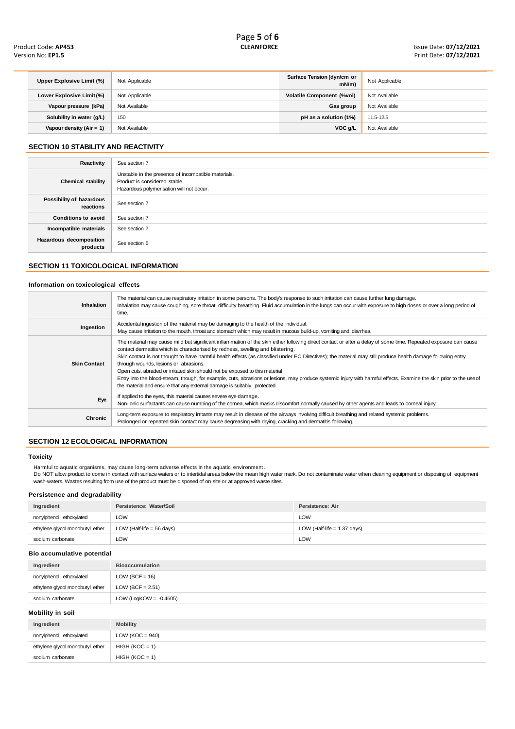| Upper Explosive Limit (%) | Not Applicable | Surface Tension (dyn/cm or mN/m) | Not Applicable |
|---|---|---|---|
| Lower Explosive Limit (%) | Not Applicable | Volatile Component (%vol) | Not Available |
| Vapour pressure (kPa) | Not Available | Gas group | Not Available |
| Solubility in water (g/L) | 150 | pH as a solution (1%) | 11.5-12.5 |
| Vapour density (Air = 1) | Not Available | VOC g/L | Not Available |

## SECTION 10 STABILITY AND REACTIVITY

| | |
|---|---|
| Reactivity | See section 7 |
| Chemical stability | Unstable in the presence of incompatible materials.<br>Product is considered stable.<br>Hazardous polymerisation will not occur. |
| Possibility of hazardous reactions | See section 7 |
| Conditions to avoid | See section 7 |
| Incompatible materials | See section 7 |
| Hazardous decomposition products | See section 5 |

## SECTION 11 TOXICOLOGICAL INFORMATION

### Information on toxicological effects

| | |
|---|---|
| Inhalation | The material can cause respiratory irritation in some persons. The body's response to such irritation can cause further lung damage.<br>Inhalation may cause coughing, sore throat, difficulty breathing. Fluid accumulation in the lungs can occur with exposure to high doses or over a long period of time. |
| Ingestion | Accidental ingestion of the material may be damaging to the health of the individual.<br>May cause irritation to the mouth, throat and stomach which may result in mucous build-up, vomiting and diarrhea. |
| Skin Contact | The material may cause mild but significant inflammation of the skin either following direct contact or after a delay of some time. Repeated exposure can cause contact dermatitis which is characterised by redness, swelling and blistering.<br>Skin contact is not thought to have harmful health effects (as classified under EC Directives); the material may still produce health damage following entry through wounds, lesions or abrasions.<br>Open cuts, abraded or irritated skin should not be exposed to this material<br>Entry into the blood-stream, though, for example, cuts, abrasions or lesions, may produce systemic injury with harmful effects. Examine the skin prior to the use of the material and ensure that any external damage is suitably. protected |
| Eye | If applied to the eyes, this material causes severe eye damage.<br>Non-ionic surfactants can cause numbing of the cornea, which masks discomfort normally caused by other agents and leads to corneal injury. |
| Chronic | Long-term exposure to respiratory irritants may result in disease of the airways involving difficult breathing and related systemic problems.<br>Prolonged or repeated skin contact may cause degreasing with drying, cracking and dermatitis following. |

## SECTION 12 ECOLOGICAL INFORMATION

### Toxicity

Harmful to aquatic organisms, may cause long-term adverse effects in the aquatic environment.
Do NOT allow product to come in contact with surface waters or to intertidal areas below the mean high water mark. Do not contaminate water when cleaning equipment or disposing of equipment wash-waters. Wastes resulting from use of the product must be disposed of on site or at approved waste sites.

### Persistence and degradability

| Ingredient | Persistence: Water/Soil | Persistence: Air |
|---|---|---|
| nonylphenol, ethoxylated | LOW | LOW |
| ethylene glycol monobutyl ether | LOW (Half-life = 56 days) | LOW (Half-life = 1.37 days) |
| sodium carbonate | LOW | LOW |

### Bio accumulative potential

| Ingredient | Bioaccumulation |
|---|---|
| nonylphenol, ethoxylated | LOW (BCF = 16) |
| ethylene glycol monobutyl ether | LOW (BCF = 2.51) |
| sodium carbonate | LOW (LogKOW = -0.4605) |

### Mobility in soil

| Ingredient | Mobility |
|---|---|
| nonylphenol, ethoxylated | LOW (KOC = 940) |
| ethylene glycol monobutyl ether | HIGH (KOC = 1) |
| sodium carbonate | HIGH (KOC = 1) |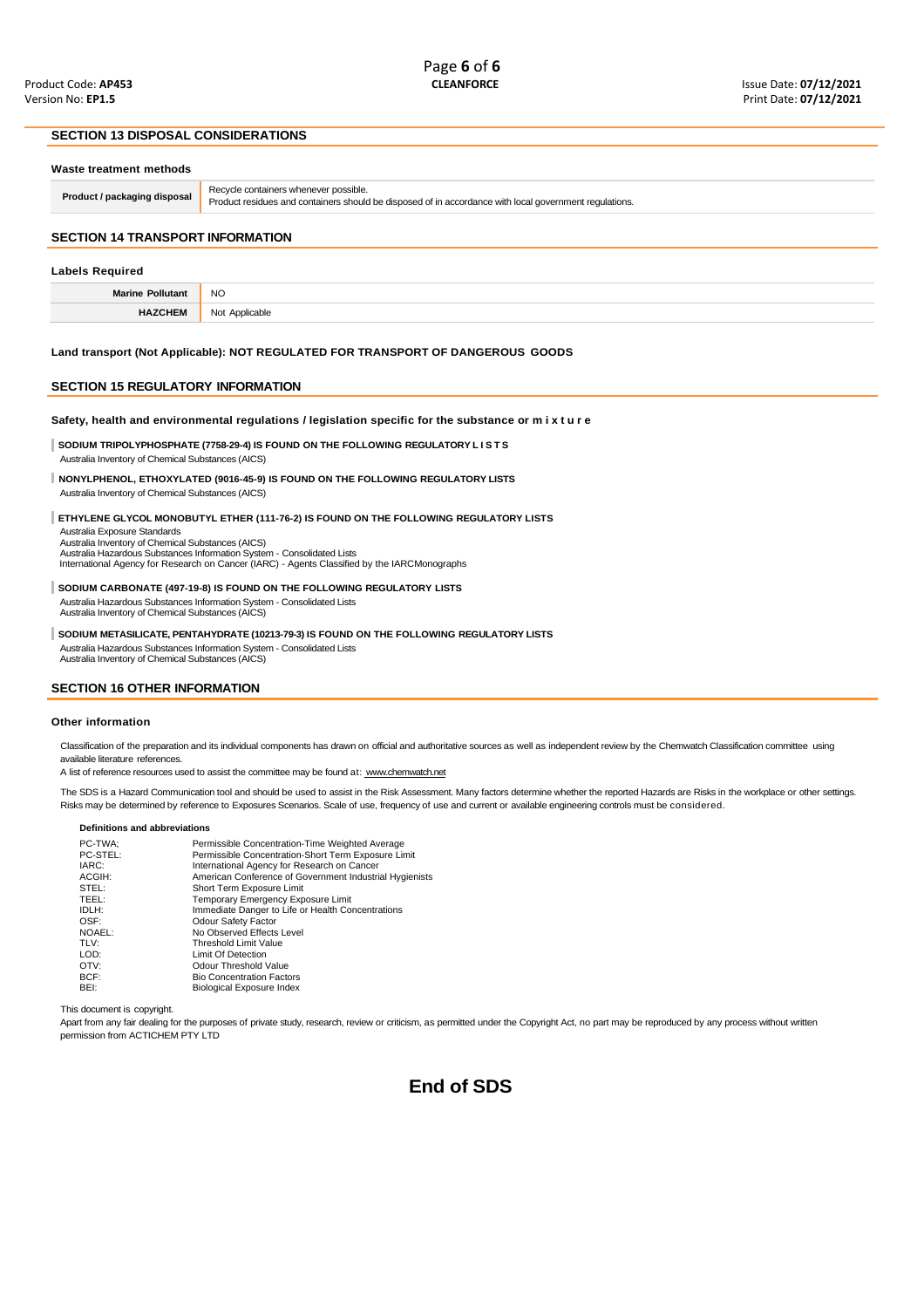## SECTION 13 DISPOSAL CONSIDERATIONS

### Waste treatment methods

| | |
|---|---|
| **Product / packaging disposal** | Recycle containers whenever possible.<br>Product residues and containers should be disposed of in accordance with local government regulations. |

## SECTION 14 TRANSPORT INFORMATION

### Labels Required

| | |
|---|---|
| **Marine Pollutant** | NO |
| **HAZCHEM** | Not Applicable |

**Land transport (Not Applicable): NOT REGULATED FOR TRANSPORT OF DANGEROUS GOODS**

## SECTION 15 REGULATORY INFORMATION

### Safety, health and environmental regulations / legislation specific for the substance or mixture

**SODIUM TRIPOLYPHOSPHATE (7758-29-4) IS FOUND ON THE FOLLOWING REGULATORY LISTS**

Australia Inventory of Chemical Substances (AICS)

**NONYLPHENOL, ETHOXYLATED (9016-45-9) IS FOUND ON THE FOLLOWING REGULATORY LISTS**

Australia Inventory of Chemical Substances (AICS)

**ETHYLENE GLYCOL MONOBUTYL ETHER (111-76-2) IS FOUND ON THE FOLLOWING REGULATORY LISTS**

Australia Exposure Standards
Australia Inventory of Chemical Substances (AICS)
Australia Hazardous Substances Information System - Consolidated Lists
International Agency for Research on Cancer (IARC) - Agents Classified by the IARCMonographs

**SODIUM CARBONATE (497-19-8) IS FOUND ON THE FOLLOWING REGULATORY LISTS**

Australia Hazardous Substances Information System - Consolidated Lists
Australia Inventory of Chemical Substances (AICS)

**SODIUM METASILICATE, PENTAHYDRATE (10213-79-3) IS FOUND ON THE FOLLOWING REGULATORY LISTS**

Australia Hazardous Substances Information System - Consolidated Lists
Australia Inventory of Chemical Substances (AICS)

## SECTION 16 OTHER INFORMATION

### Other information

Classification of the preparation and its individual components has drawn on official and authoritative sources as well as independent review by the Chemwatch Classification committee using available literature references.

A list of reference resources used to assist the committee may be found at: www.chemwatch.net

The SDS is a Hazard Communication tool and should be used to assist in the Risk Assessment. Many factors determine whether the reported Hazards are Risks in the workplace or other settings. Risks may be determined by reference to Exposures Scenarios. Scale of use, frequency of use and current or available engineering controls must be considered.

**Definitions and abbreviations**

| | |
|---|---|
| PC-TWA; | Permissible Concentration-Time Weighted Average |
| PC-STEL: | Permissible Concentration-Short Term Exposure Limit |
| IARC: | International Agency for Research on Cancer |
| ACGIH: | American Conference of Government Industrial Hygienists |
| STEL: | Short Term Exposure Limit |
| TEEL: | Temporary Emergency Exposure Limit |
| IDLH: | Immediate Danger to Life or Health Concentrations |
| OSF: | Odour Safety Factor |
| NOAEL: | No Observed Effects Level |
| TLV: | Threshold Limit Value |
| LOD: | Limit Of Detection |
| OTV: | Odour Threshold Value |
| BCF: | Bio Concentration Factors |
| BEI: | Biological Exposure Index |

This document is copyright.

Apart from any fair dealing for the purposes of private study, research, review or criticism, as permitted under the Copyright Act, no part may be reproduced by any process without written permission from ACTICHEM PTY LTD

# End of SDS